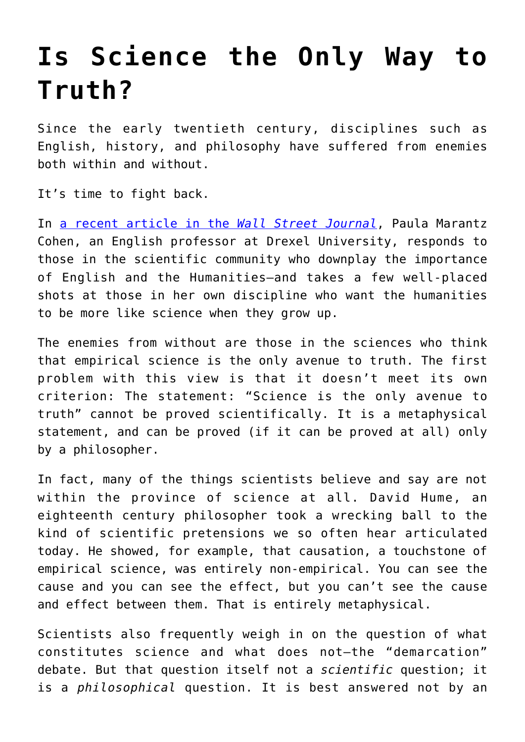# Is Science the Only Way to Truth?

Since the early twentieth century, disciplines such as English, history, and philosophy have suffered from enemies both within and without.

It's time to fight back.

In [a recent article in the *Wall Street Journal*](), Paula Marantz Cohen, an English professor at Drexel University, responds to those in the scientific community who downplay the importance of English and the Humanities—and takes a few well-placed shots at those in her own discipline who want the humanities to be more like science when they grow up.

The enemies from without are those in the sciences who think that empirical science is the only avenue to truth. The first problem with this view is that it doesn't meet its own criterion: The statement: "Science is the only avenue to truth" cannot be proved scientifically. It is a metaphysical statement, and can be proved (if it can be proved at all) only by a philosopher.

In fact, many of the things scientists believe and say are not within the province of science at all. David Hume, an eighteenth century philosopher took a wrecking ball to the kind of scientific pretensions we so often hear articulated today. He showed, for example, that causation, a touchstone of empirical science, was entirely non-empirical. You can see the cause and you can see the effect, but you can't see the cause and effect between them. That is entirely metaphysical.

Scientists also frequently weigh in on the question of what constitutes science and what does not—the "demarcation" debate. But that question itself not a *scientific* question; it is a *philosophical* question. It is best answered not by an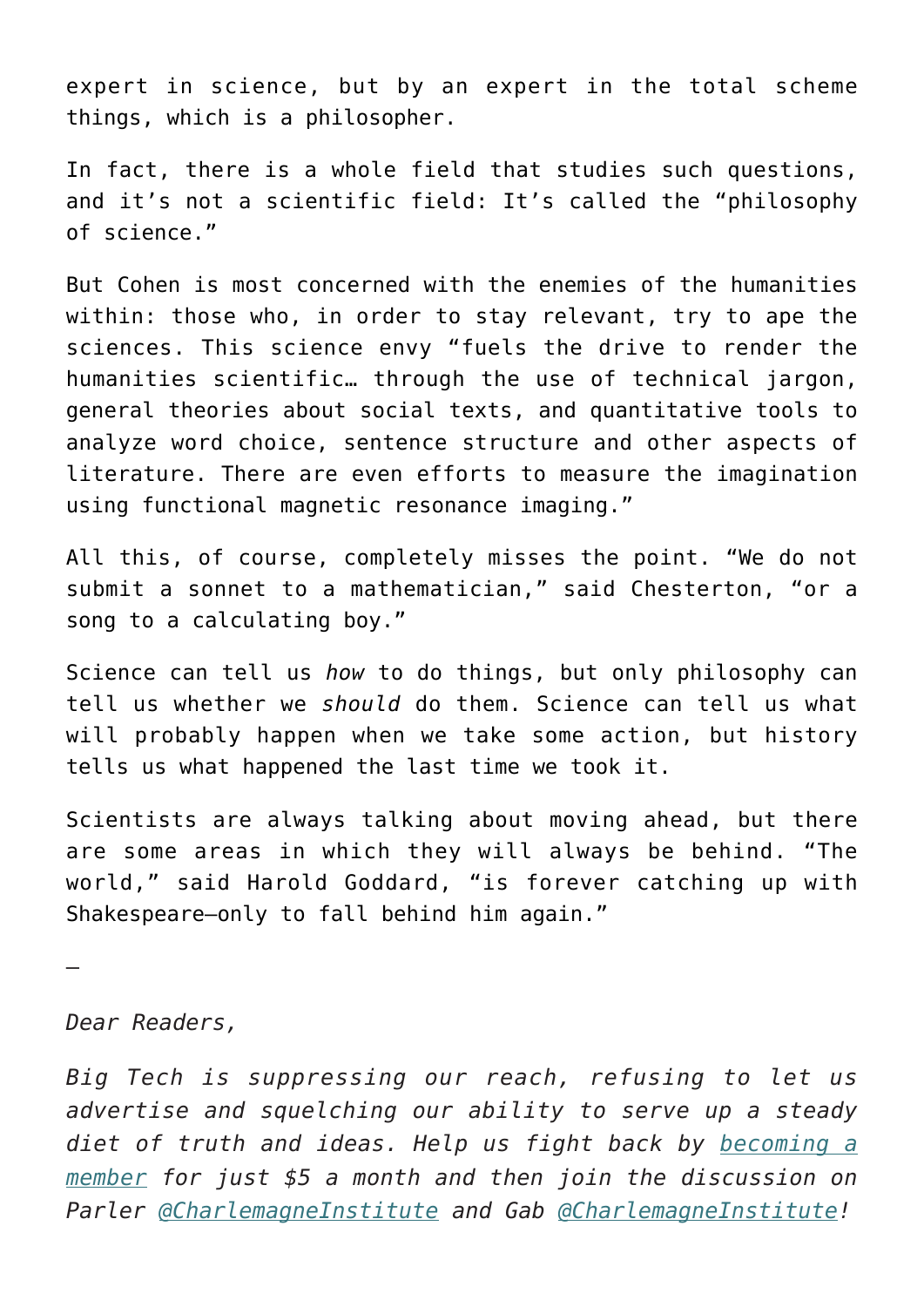expert in science, but by an expert in the total scheme things, which is a philosopher.

In fact, there is a whole field that studies such questions, and it's not a scientific field: It's called the "philosophy of science."

But Cohen is most concerned with the enemies of the humanities within: those who, in order to stay relevant, try to ape the sciences. This science envy "fuels the drive to render the humanities scientific… through the use of technical jargon, general theories about social texts, and quantitative tools to analyze word choice, sentence structure and other aspects of literature. There are even efforts to measure the imagination using functional magnetic resonance imaging."

All this, of course, completely misses the point. "We do not submit a sonnet to a mathematician," said Chesterton, "or a song to a calculating boy."

Science can tell us *how* to do things, but only philosophy can tell us whether we *should* do them. Science can tell us what will probably happen when we take some action, but history tells us what happened the last time we took it.

Scientists are always talking about moving ahead, but there are some areas in which they will always be behind. "The world," said Harold Goddard, "is forever catching up with Shakespeare—only to fall behind him again."

—

*Dear Readers,*

*Big Tech is suppressing our reach, refusing to let us advertise and squelching our ability to serve up a steady diet of truth and ideas. Help us fight back by [becoming a member]() for just $5 a month and then join the discussion on Parler [@CharlemagneInstitute]() and Gab [@CharlemagneInstitute]()!*